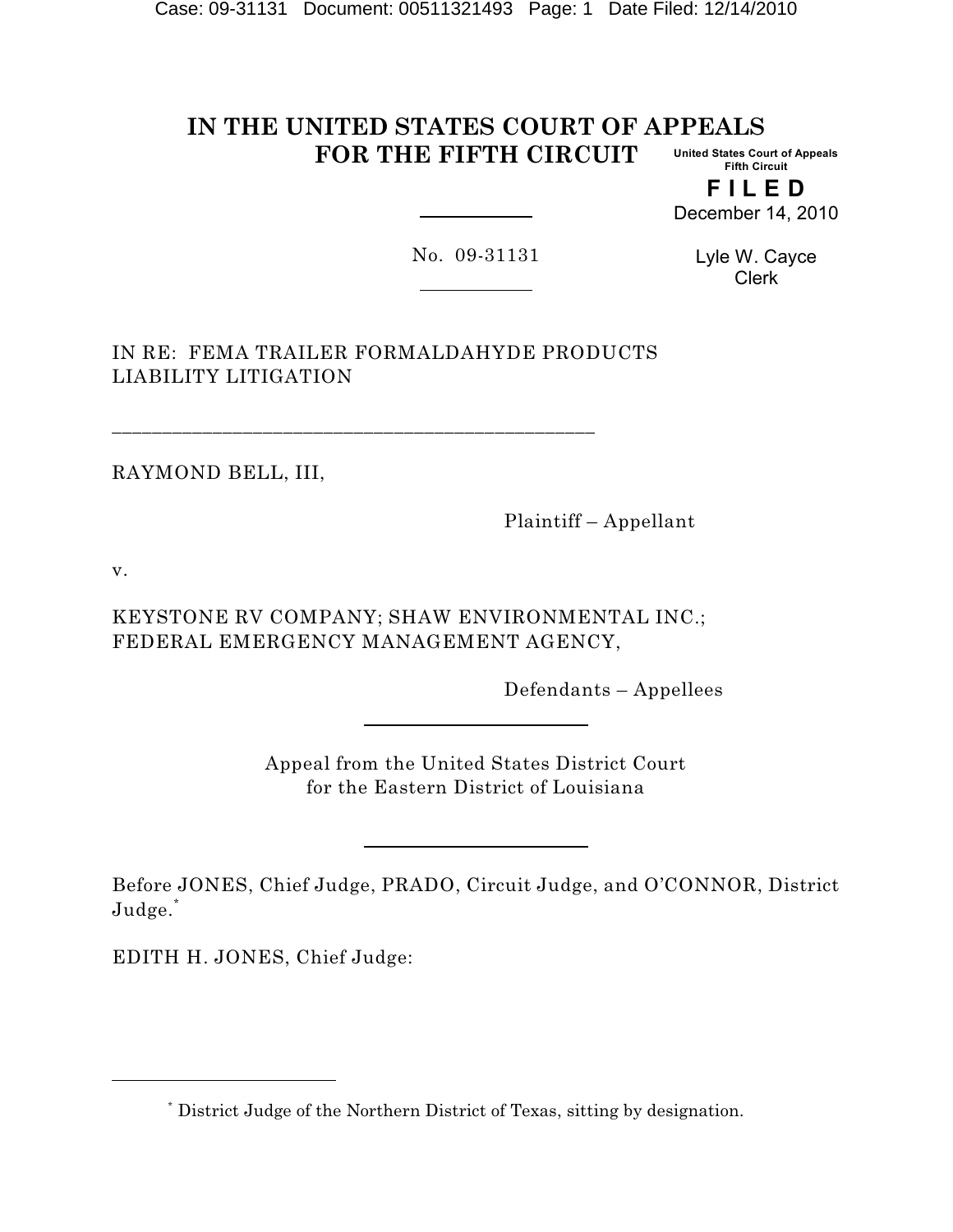# IN THE UNITED STATES COURT OF APPEALS FOR THE FIFTH CIRCUIT

United States Court of Appeals
Fifth Circuit

**F I L E D**

December 14, 2010

Lyle W. Cayce
Clerk

No. 09-31131

IN RE: FEMA TRAILER FORMALDAHYDE PRODUCTS LIABILITY LITIGATION

---

RAYMOND BELL, III,

Plaintiff – Appellant

v.

KEYSTONE RV COMPANY; SHAW ENVIRONMENTAL INC.; FEDERAL EMERGENCY MANAGEMENT AGENCY,

Defendants – Appellees

Appeal from the United States District Court
for the Eastern District of Louisiana

Before JONES, Chief Judge, PRADO, Circuit Judge, and O'CONNOR, District Judge.*

EDITH H. JONES, Chief Judge:

---

* District Judge of the Northern District of Texas, sitting by designation.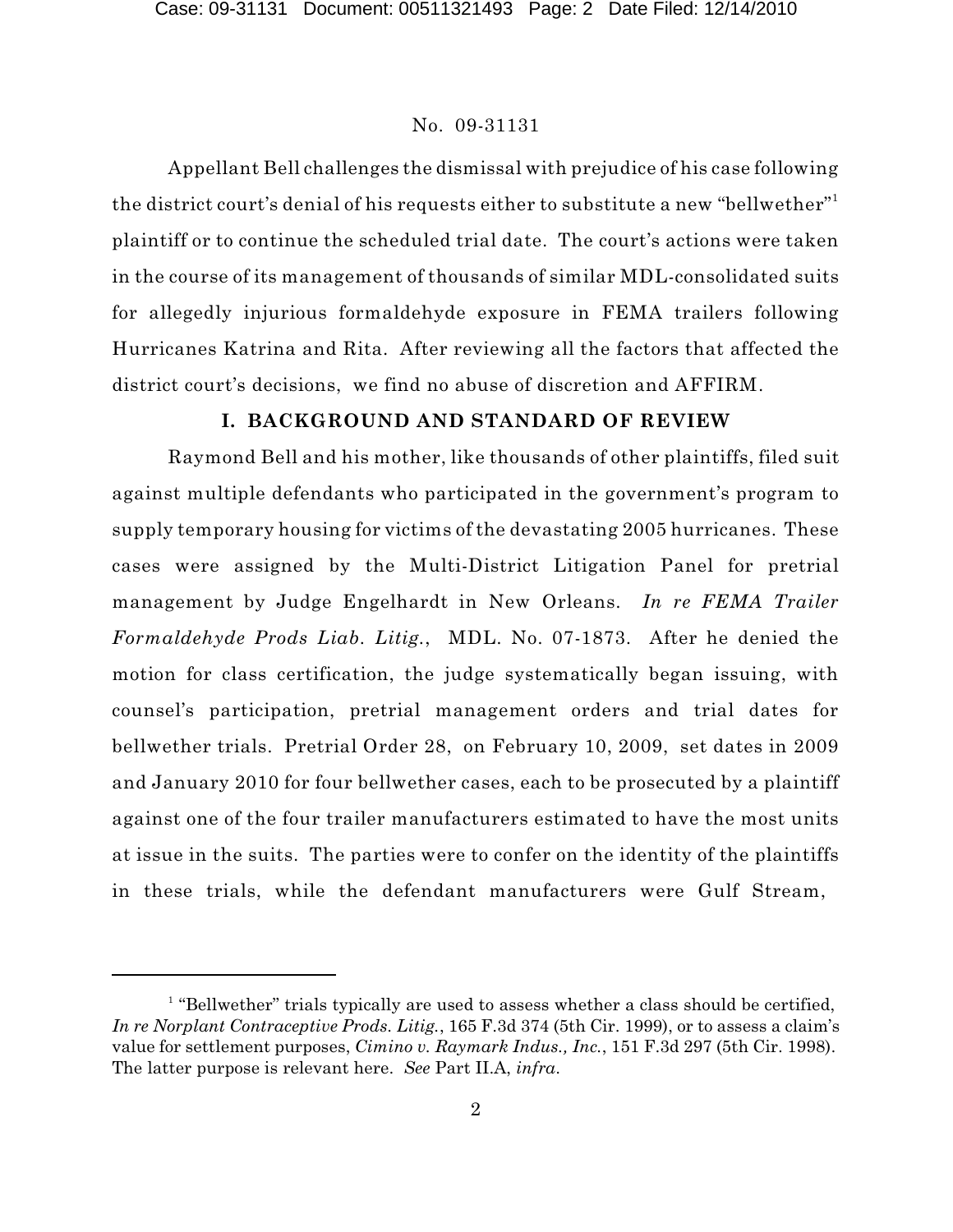No. 09-31131

Appellant Bell challenges the dismissal with prejudice of his case following the district court's denial of his requests either to substitute a new "bellwether"[1] plaintiff or to continue the scheduled trial date. The court's actions were taken in the course of its management of thousands of similar MDL-consolidated suits for allegedly injurious formaldehyde exposure in FEMA trailers following Hurricanes Katrina and Rita. After reviewing all the factors that affected the district court's decisions, we find no abuse of discretion and AFFIRM.

## I. BACKGROUND AND STANDARD OF REVIEW

Raymond Bell and his mother, like thousands of other plaintiffs, filed suit against multiple defendants who participated in the government's program to supply temporary housing for victims of the devastating 2005 hurricanes. These cases were assigned by the Multi-District Litigation Panel for pretrial management by Judge Engelhardt in New Orleans. *In re FEMA Trailer Formaldehyde Prods Liab. Litig.*, MDL. No. 07-1873. After he denied the motion for class certification, the judge systematically began issuing, with counsel's participation, pretrial management orders and trial dates for bellwether trials. Pretrial Order 28, on February 10, 2009, set dates in 2009 and January 2010 for four bellwether cases, each to be prosecuted by a plaintiff against one of the four trailer manufacturers estimated to have the most units at issue in the suits. The parties were to confer on the identity of the plaintiffs in these trials, while the defendant manufacturers were Gulf Stream,

---

[1] "Bellwether" trials typically are used to assess whether a class should be certified, *In re Norplant Contraceptive Prods. Litig.*, 165 F.3d 374 (5th Cir. 1999), or to assess a claim's value for settlement purposes, *Cimino v. Raymark Indus., Inc.*, 151 F.3d 297 (5th Cir. 1998). The latter purpose is relevant here. *See* Part II.A, *infra*.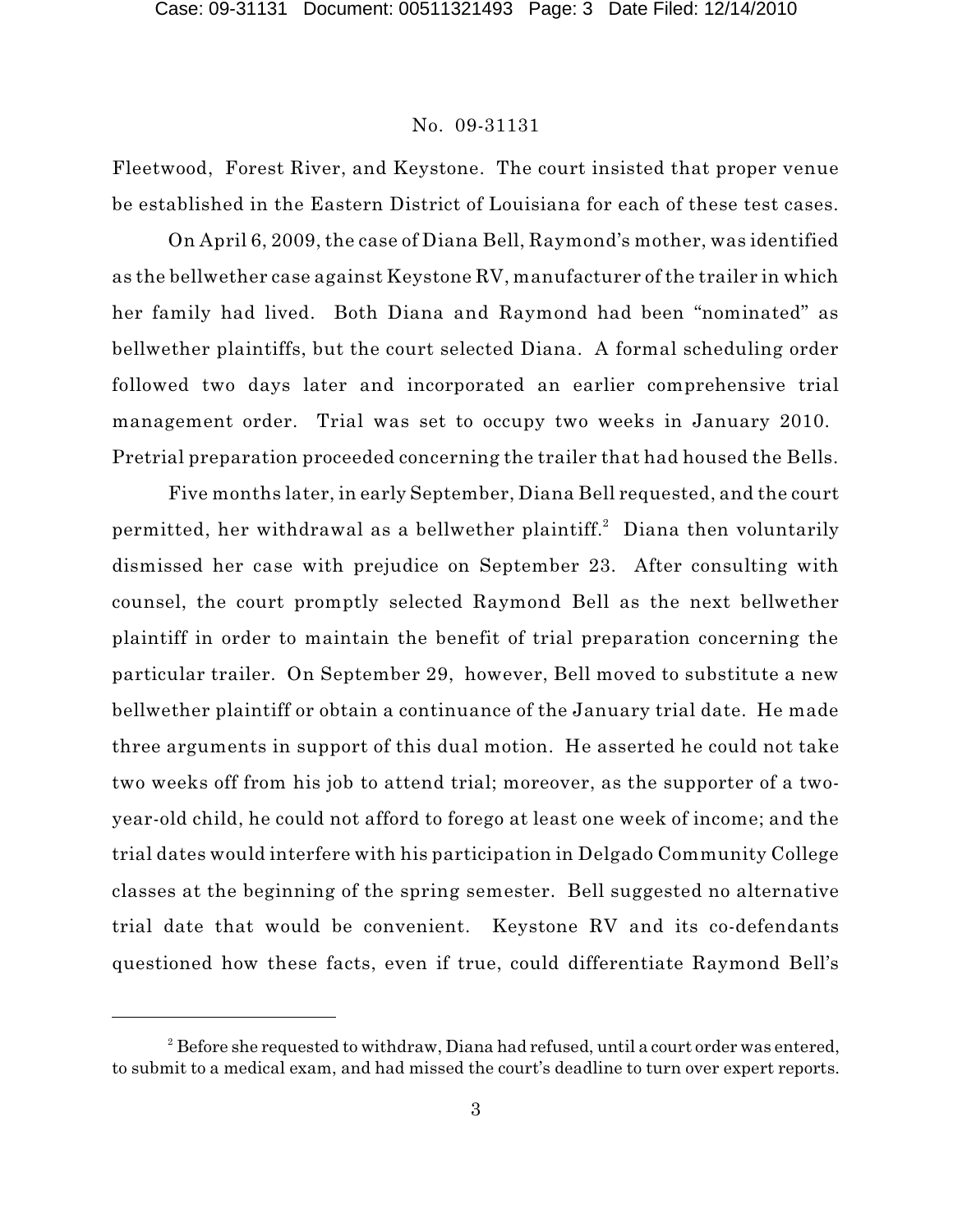Fleetwood, Forest River, and Keystone. The court insisted that proper venue be established in the Eastern District of Louisiana for each of these test cases.

On April 6, 2009, the case of Diana Bell, Raymond's mother, was identified as the bellwether case against Keystone RV, manufacturer of the trailer in which her family had lived. Both Diana and Raymond had been "nominated" as bellwether plaintiffs, but the court selected Diana. A formal scheduling order followed two days later and incorporated an earlier comprehensive trial management order. Trial was set to occupy two weeks in January 2010. Pretrial preparation proceeded concerning the trailer that had housed the Bells.

Five months later, in early September, Diana Bell requested, and the court permitted, her withdrawal as a bellwether plaintiff.[2] Diana then voluntarily dismissed her case with prejudice on September 23. After consulting with counsel, the court promptly selected Raymond Bell as the next bellwether plaintiff in order to maintain the benefit of trial preparation concerning the particular trailer. On September 29, however, Bell moved to substitute a new bellwether plaintiff or obtain a continuance of the January trial date. He made three arguments in support of this dual motion. He asserted he could not take two weeks off from his job to attend trial; moreover, as the supporter of a two-year-old child, he could not afford to forego at least one week of income; and the trial dates would interfere with his participation in Delgado Community College classes at the beginning of the spring semester. Bell suggested no alternative trial date that would be convenient. Keystone RV and its co-defendants questioned how these facts, even if true, could differentiate Raymond Bell's

[2] Before she requested to withdraw, Diana had refused, until a court order was entered, to submit to a medical exam, and had missed the court's deadline to turn over expert reports.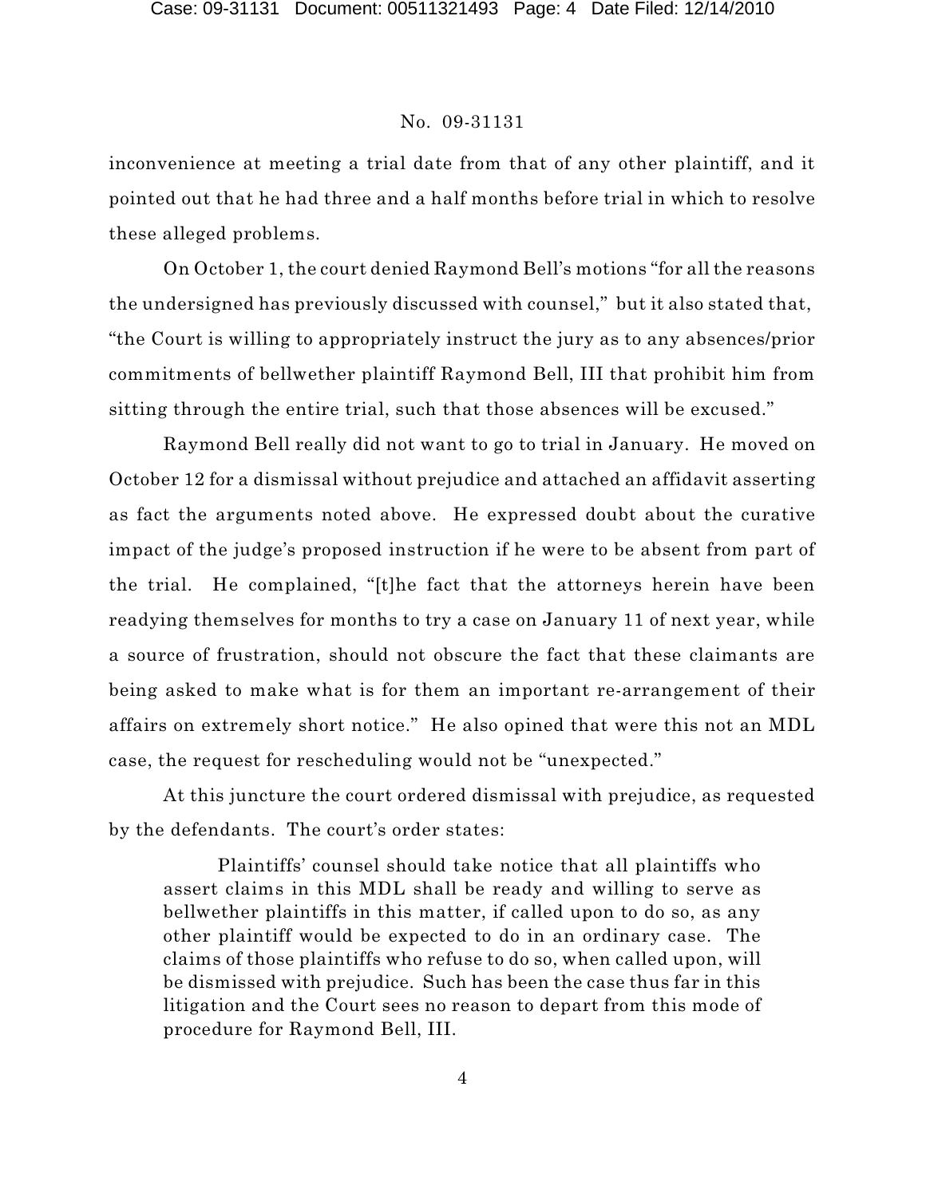inconvenience at meeting a trial date from that of any other plaintiff, and it pointed out that he had three and a half months before trial in which to resolve these alleged problems.

On October 1, the court denied Raymond Bell's motions "for all the reasons the undersigned has previously discussed with counsel," but it also stated that, "the Court is willing to appropriately instruct the jury as to any absences/prior commitments of bellwether plaintiff Raymond Bell, III that prohibit him from sitting through the entire trial, such that those absences will be excused."

Raymond Bell really did not want to go to trial in January. He moved on October 12 for a dismissal without prejudice and attached an affidavit asserting as fact the arguments noted above. He expressed doubt about the curative impact of the judge's proposed instruction if he were to be absent from part of the trial. He complained, "[t]he fact that the attorneys herein have been readying themselves for months to try a case on January 11 of next year, while a source of frustration, should not obscure the fact that these claimants are being asked to make what is for them an important re-arrangement of their affairs on extremely short notice." He also opined that were this not an MDL case, the request for rescheduling would not be "unexpected."

At this juncture the court ordered dismissal with prejudice, as requested by the defendants. The court's order states:

> Plaintiffs' counsel should take notice that all plaintiffs who assert claims in this MDL shall be ready and willing to serve as bellwether plaintiffs in this matter, if called upon to do so, as any other plaintiff would be expected to do in an ordinary case. The claims of those plaintiffs who refuse to do so, when called upon, will be dismissed with prejudice. Such has been the case thus far in this litigation and the Court sees no reason to depart from this mode of procedure for Raymond Bell, III.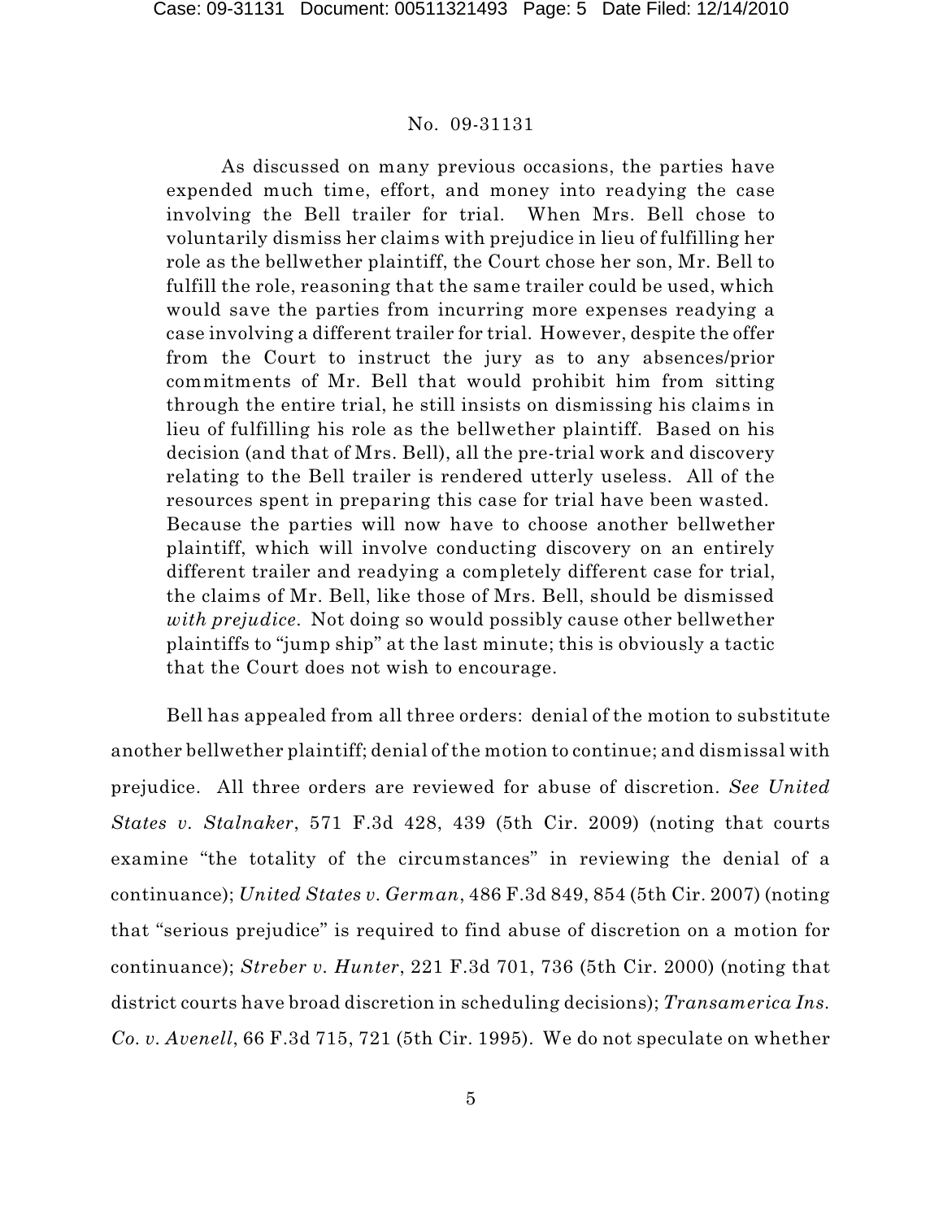As discussed on many previous occasions, the parties have expended much time, effort, and money into readying the case involving the Bell trailer for trial. When Mrs. Bell chose to voluntarily dismiss her claims with prejudice in lieu of fulfilling her role as the bellwether plaintiff, the Court chose her son, Mr. Bell to fulfill the role, reasoning that the same trailer could be used, which would save the parties from incurring more expenses readying a case involving a different trailer for trial. However, despite the offer from the Court to instruct the jury as to any absences/prior commitments of Mr. Bell that would prohibit him from sitting through the entire trial, he still insists on dismissing his claims in lieu of fulfilling his role as the bellwether plaintiff. Based on his decision (and that of Mrs. Bell), all the pre-trial work and discovery relating to the Bell trailer is rendered utterly useless. All of the resources spent in preparing this case for trial have been wasted. Because the parties will now have to choose another bellwether plaintiff, which will involve conducting discovery on an entirely different trailer and readying a completely different case for trial, the claims of Mr. Bell, like those of Mrs. Bell, should be dismissed *with prejudice*. Not doing so would possibly cause other bellwether plaintiffs to "jump ship" at the last minute; this is obviously a tactic that the Court does not wish to encourage.

Bell has appealed from all three orders: denial of the motion to substitute another bellwether plaintiff; denial of the motion to continue; and dismissal with prejudice. All three orders are reviewed for abuse of discretion. *See United States v. Stalnaker*, 571 F.3d 428, 439 (5th Cir. 2009) (noting that courts examine "the totality of the circumstances" in reviewing the denial of a continuance); *United States v. German*, 486 F.3d 849, 854 (5th Cir. 2007) (noting that "serious prejudice" is required to find abuse of discretion on a motion for continuance); *Streber v. Hunter*, 221 F.3d 701, 736 (5th Cir. 2000) (noting that district courts have broad discretion in scheduling decisions); *Transamerica Ins. Co. v. Avenell*, 66 F.3d 715, 721 (5th Cir. 1995). We do not speculate on whether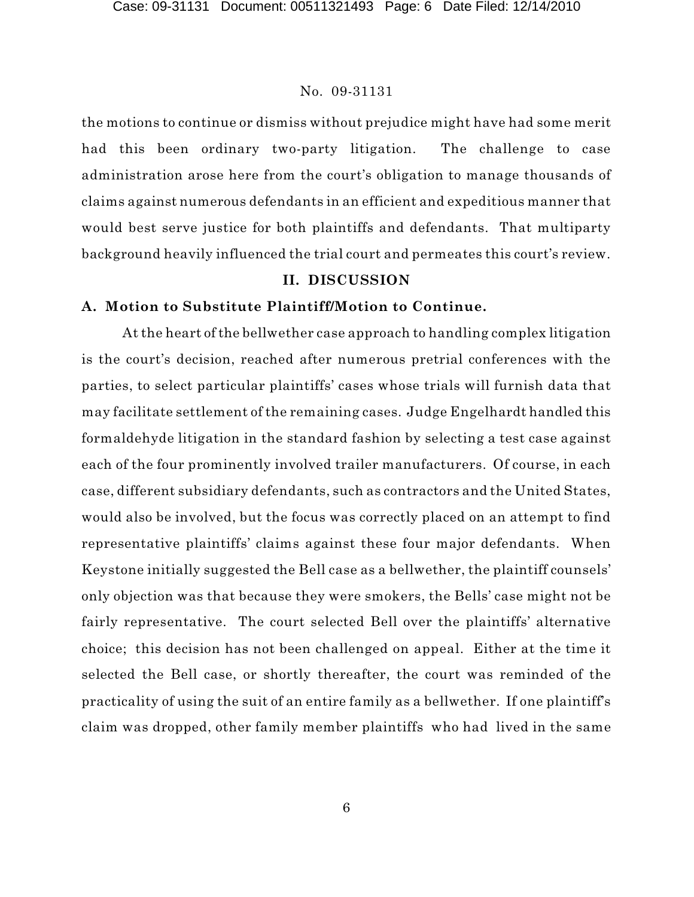the motions to continue or dismiss without prejudice might have had some merit had this been ordinary two-party litigation. The challenge to case administration arose here from the court's obligation to manage thousands of claims against numerous defendants in an efficient and expeditious manner that would best serve justice for both plaintiffs and defendants. That multiparty background heavily influenced the trial court and permeates this court's review.

## II. DISCUSSION

### A. Motion to Substitute Plaintiff/Motion to Continue.

At the heart of the bellwether case approach to handling complex litigation is the court's decision, reached after numerous pretrial conferences with the parties, to select particular plaintiffs' cases whose trials will furnish data that may facilitate settlement of the remaining cases. Judge Engelhardt handled this formaldehyde litigation in the standard fashion by selecting a test case against each of the four prominently involved trailer manufacturers. Of course, in each case, different subsidiary defendants, such as contractors and the United States, would also be involved, but the focus was correctly placed on an attempt to find representative plaintiffs' claims against these four major defendants. When Keystone initially suggested the Bell case as a bellwether, the plaintiff counsels' only objection was that because they were smokers, the Bells' case might not be fairly representative. The court selected Bell over the plaintiffs' alternative choice; this decision has not been challenged on appeal. Either at the time it selected the Bell case, or shortly thereafter, the court was reminded of the practicality of using the suit of an entire family as a bellwether. If one plaintiff's claim was dropped, other family member plaintiffs who had lived in the same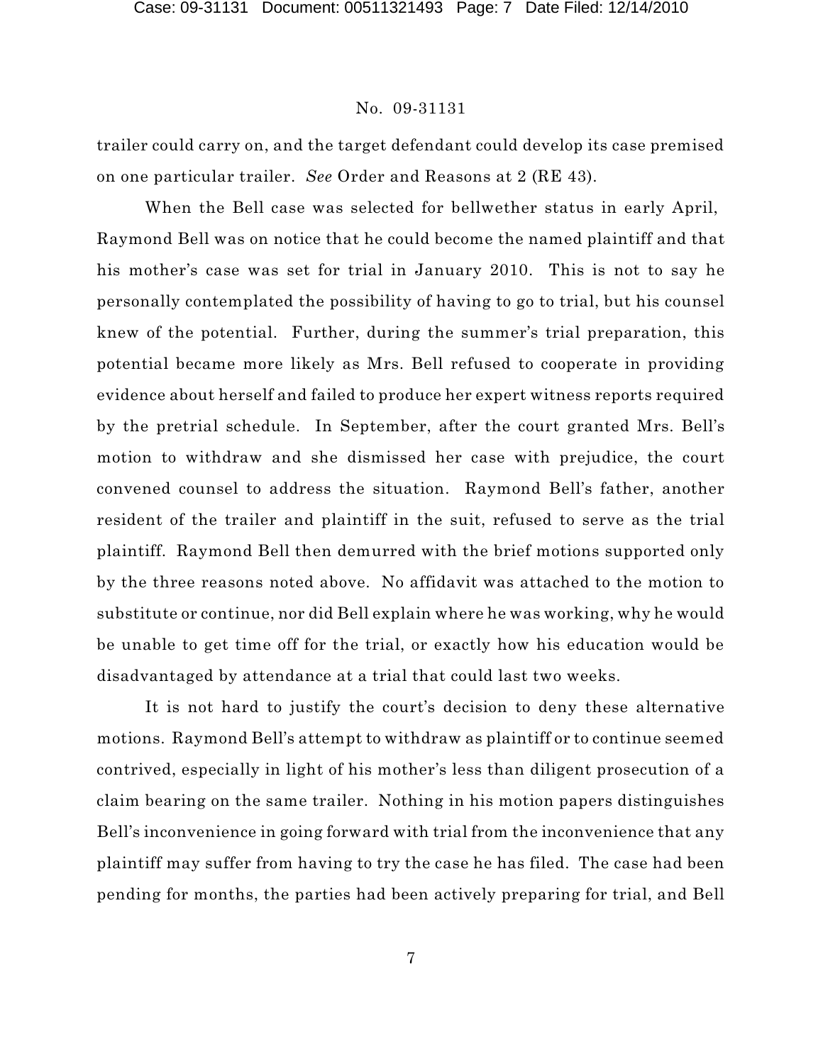trailer could carry on, and the target defendant could develop its case premised on one particular trailer. *See* Order and Reasons at 2 (RE 43).

When the Bell case was selected for bellwether status in early April, Raymond Bell was on notice that he could become the named plaintiff and that his mother's case was set for trial in January 2010. This is not to say he personally contemplated the possibility of having to go to trial, but his counsel knew of the potential. Further, during the summer's trial preparation, this potential became more likely as Mrs. Bell refused to cooperate in providing evidence about herself and failed to produce her expert witness reports required by the pretrial schedule. In September, after the court granted Mrs. Bell's motion to withdraw and she dismissed her case with prejudice, the court convened counsel to address the situation. Raymond Bell's father, another resident of the trailer and plaintiff in the suit, refused to serve as the trial plaintiff. Raymond Bell then demurred with the brief motions supported only by the three reasons noted above. No affidavit was attached to the motion to substitute or continue, nor did Bell explain where he was working, why he would be unable to get time off for the trial, or exactly how his education would be disadvantaged by attendance at a trial that could last two weeks.

It is not hard to justify the court's decision to deny these alternative motions. Raymond Bell's attempt to withdraw as plaintiff or to continue seemed contrived, especially in light of his mother's less than diligent prosecution of a claim bearing on the same trailer. Nothing in his motion papers distinguishes Bell's inconvenience in going forward with trial from the inconvenience that any plaintiff may suffer from having to try the case he has filed. The case had been pending for months, the parties had been actively preparing for trial, and Bell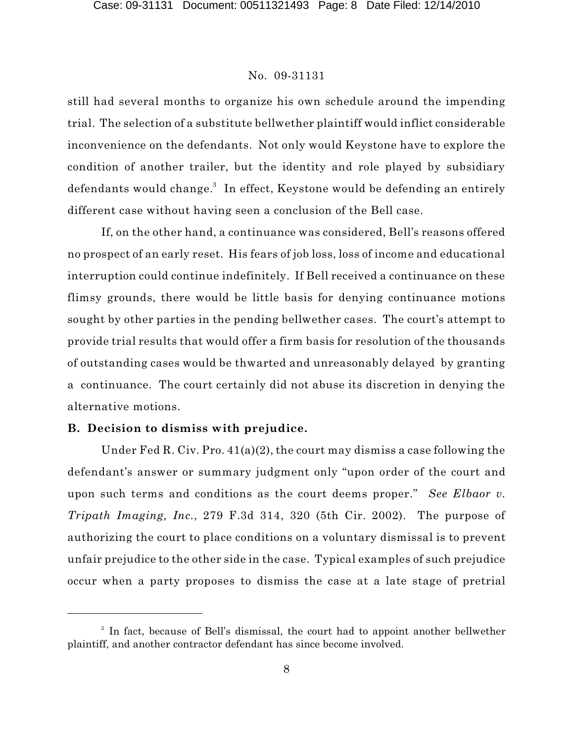still had several months to organize his own schedule around the impending trial. The selection of a substitute bellwether plaintiff would inflict considerable inconvenience on the defendants. Not only would Keystone have to explore the condition of another trailer, but the identity and role played by subsidiary defendants would change.[3] In effect, Keystone would be defending an entirely different case without having seen a conclusion of the Bell case.

If, on the other hand, a continuance was considered, Bell's reasons offered no prospect of an early reset. His fears of job loss, loss of income and educational interruption could continue indefinitely. If Bell received a continuance on these flimsy grounds, there would be little basis for denying continuance motions sought by other parties in the pending bellwether cases. The court's attempt to provide trial results that would offer a firm basis for resolution of the thousands of outstanding cases would be thwarted and unreasonably delayed by granting a continuance. The court certainly did not abuse its discretion in denying the alternative motions.

**B. Decision to dismiss with prejudice.**

Under Fed R. Civ. Pro. 41(a)(2), the court may dismiss a case following the defendant's answer or summary judgment only "upon order of the court and upon such terms and conditions as the court deems proper." *See Elbaor v. Tripath Imaging, Inc.*, 279 F.3d 314, 320 (5th Cir. 2002). The purpose of authorizing the court to place conditions on a voluntary dismissal is to prevent unfair prejudice to the other side in the case. Typical examples of such prejudice occur when a party proposes to dismiss the case at a late stage of pretrial

[3] In fact, because of Bell's dismissal, the court had to appoint another bellwether plaintiff, and another contractor defendant has since become involved.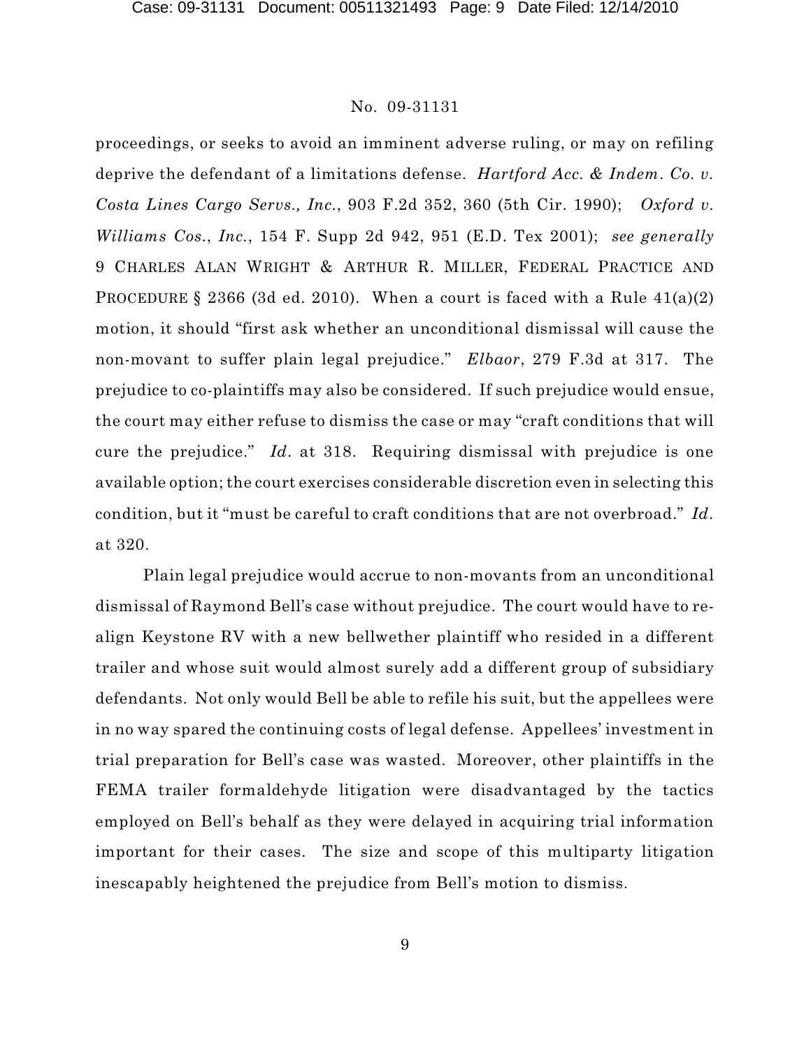proceedings, or seeks to avoid an imminent adverse ruling, or may on refiling deprive the defendant of a limitations defense. *Hartford Acc. & Indem. Co. v. Costa Lines Cargo Servs., Inc.*, 903 F.2d 352, 360 (5th Cir. 1990); *Oxford v. Williams Cos., Inc.*, 154 F. Supp 2d 942, 951 (E.D. Tex 2001); *see generally* 9 CHARLES ALAN WRIGHT & ARTHUR R. MILLER, FEDERAL PRACTICE AND PROCEDURE § 2366 (3d ed. 2010). When a court is faced with a Rule 41(a)(2) motion, it should "first ask whether an unconditional dismissal will cause the non-movant to suffer plain legal prejudice." *Elbaor*, 279 F.3d at 317. The prejudice to co-plaintiffs may also be considered. If such prejudice would ensue, the court may either refuse to dismiss the case or may "craft conditions that will cure the prejudice." *Id*. at 318. Requiring dismissal with prejudice is one available option; the court exercises considerable discretion even in selecting this condition, but it "must be careful to craft conditions that are not overbroad." *Id*. at 320.

Plain legal prejudice would accrue to non-movants from an unconditional dismissal of Raymond Bell's case without prejudice. The court would have to re-align Keystone RV with a new bellwether plaintiff who resided in a different trailer and whose suit would almost surely add a different group of subsidiary defendants. Not only would Bell be able to refile his suit, but the appellees were in no way spared the continuing costs of legal defense. Appellees' investment in trial preparation for Bell's case was wasted. Moreover, other plaintiffs in the FEMA trailer formaldehyde litigation were disadvantaged by the tactics employed on Bell's behalf as they were delayed in acquiring trial information important for their cases. The size and scope of this multiparty litigation inescapably heightened the prejudice from Bell's motion to dismiss.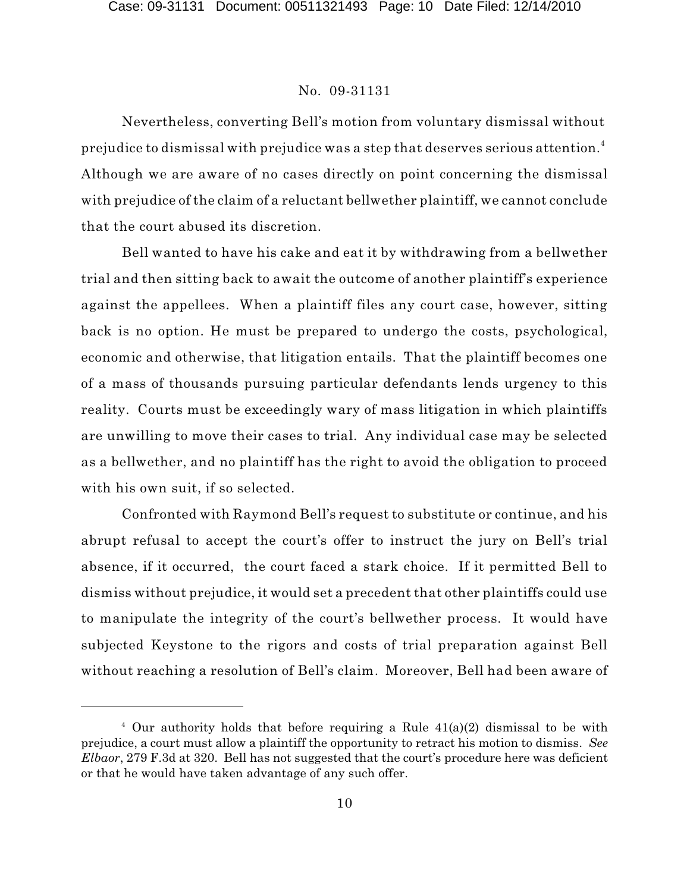No. 09-31131

Nevertheless, converting Bell's motion from voluntary dismissal without prejudice to dismissal with prejudice was a step that deserves serious attention.[4] Although we are aware of no cases directly on point concerning the dismissal with prejudice of the claim of a reluctant bellwether plaintiff, we cannot conclude that the court abused its discretion.

Bell wanted to have his cake and eat it by withdrawing from a bellwether trial and then sitting back to await the outcome of another plaintiff's experience against the appellees. When a plaintiff files any court case, however, sitting back is no option. He must be prepared to undergo the costs, psychological, economic and otherwise, that litigation entails. That the plaintiff becomes one of a mass of thousands pursuing particular defendants lends urgency to this reality. Courts must be exceedingly wary of mass litigation in which plaintiffs are unwilling to move their cases to trial. Any individual case may be selected as a bellwether, and no plaintiff has the right to avoid the obligation to proceed with his own suit, if so selected.

Confronted with Raymond Bell's request to substitute or continue, and his abrupt refusal to accept the court's offer to instruct the jury on Bell's trial absence, if it occurred, the court faced a stark choice. If it permitted Bell to dismiss without prejudice, it would set a precedent that other plaintiffs could use to manipulate the integrity of the court's bellwether process. It would have subjected Keystone to the rigors and costs of trial preparation against Bell without reaching a resolution of Bell's claim. Moreover, Bell had been aware of

[4] Our authority holds that before requiring a Rule 41(a)(2) dismissal to be with prejudice, a court must allow a plaintiff the opportunity to retract his motion to dismiss. *See Elbaor*, 279 F.3d at 320. Bell has not suggested that the court's procedure here was deficient or that he would have taken advantage of any such offer.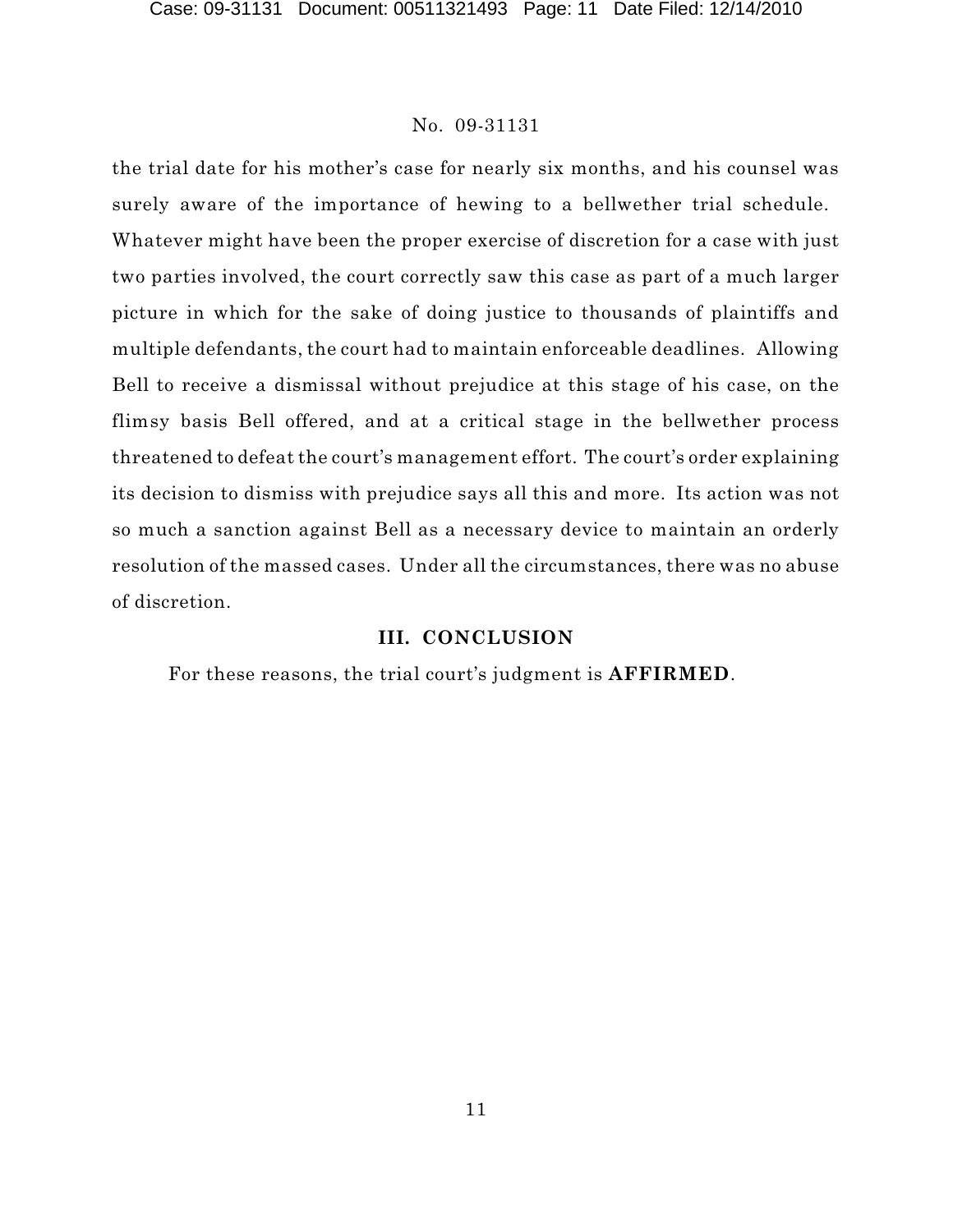the trial date for his mother's case for nearly six months, and his counsel was surely aware of the importance of hewing to a bellwether trial schedule. Whatever might have been the proper exercise of discretion for a case with just two parties involved, the court correctly saw this case as part of a much larger picture in which for the sake of doing justice to thousands of plaintiffs and multiple defendants, the court had to maintain enforceable deadlines. Allowing Bell to receive a dismissal without prejudice at this stage of his case, on the flimsy basis Bell offered, and at a critical stage in the bellwether process threatened to defeat the court's management effort. The court's order explaining its decision to dismiss with prejudice says all this and more. Its action was not so much a sanction against Bell as a necessary device to maintain an orderly resolution of the massed cases. Under all the circumstances, there was no abuse of discretion.

## III. CONCLUSION

For these reasons, the trial court's judgment is **AFFIRMED**.